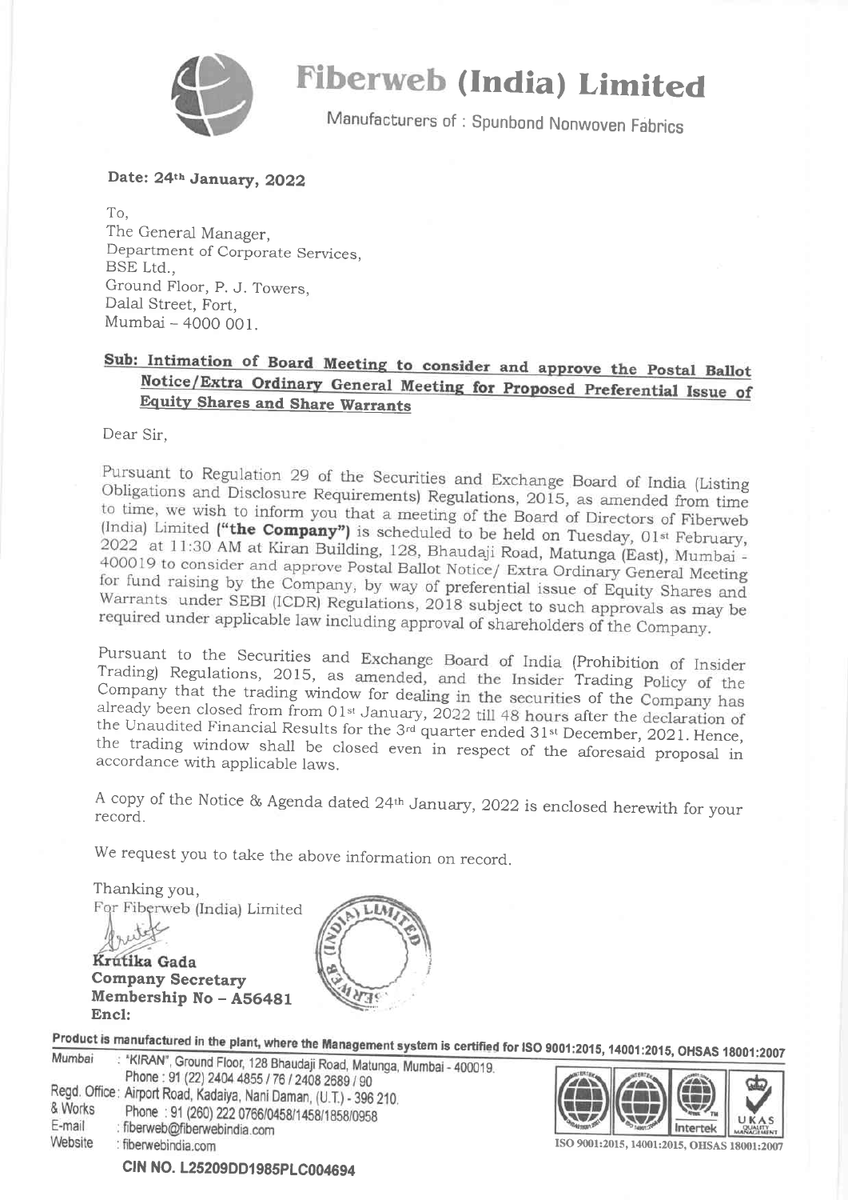# Fiberweb (India) Limited

Manufacturers of : Spunbond Nonwoven Fabrics

**Date: 24th January, 2022**

To,
The General Manager,
Department of Corporate Services,
BSE Ltd.,
Ground Floor, P. J. Towers,
Dalal Street, Fort,
Mumbai – 4000 001.

**Sub: Intimation of Board Meeting to consider and approve the Postal Ballot Notice/Extra Ordinary General Meeting for Proposed Preferential Issue of Equity Shares and Share Warrants**

Dear Sir,

Pursuant to Regulation 29 of the Securities and Exchange Board of India (Listing Obligations and Disclosure Requirements) Regulations, 2015, as amended from time to time, we wish to inform you that a meeting of the Board of Directors of Fiberweb (India) Limited **("the Company")** is scheduled to be held on Tuesday, 01st February, 2022 at 11:30 AM at Kiran Building, 128, Bhaudaji Road, Matunga (East), Mumbai - 400019 to consider and approve Postal Ballot Notice/ Extra Ordinary General Meeting for fund raising by the Company, by way of preferential issue of Equity Shares and Warrants under SEBI (ICDR) Regulations, 2018 subject to such approvals as may be required under applicable law including approval of shareholders of the Company.

Pursuant to the Securities and Exchange Board of India (Prohibition of Insider Trading) Regulations, 2015, as amended, and the Insider Trading Policy of the Company that the trading window for dealing in the securities of the Company has already been closed from from 01st January, 2022 till 48 hours after the declaration of the Unaudited Financial Results for the 3rd quarter ended 31st December, 2021. Hence, the trading window shall be closed even in respect of the aforesaid proposal in accordance with applicable laws.

A copy of the Notice & Agenda dated 24th January, 2022 is enclosed herewith for your record.

We request you to take the above information on record.

Thanking you,
For Fiberweb (India) Limited

**Krutika Gada**
**Company Secretary**
**Membership No – A56481**
**Encl:**

**Product is manufactured in the plant, where the Management system is certified for ISO 9001:2015, 14001:2015, OHSAS 18001:2007**

Mumbai : "KIRAN", Ground Floor, 128 Bhaudaji Road, Matunga, Mumbai - 400019. Phone : 91 (22) 2404 4855 / 76 / 2408 2689 / 90
Regd. Office & Works : Airport Road, Kadaiya, Nani Daman, (U.T.) - 396 210. Phone : 91 (260) 222 0766/0458/1458/1858/0958
E-mail : fiberweb@fiberwebindia.com
Website : fiberwebindia.com

ISO 9001:2015, 14001:2015, OHSAS 18001:2007

**CIN NO. L25209DD1985PLC004694**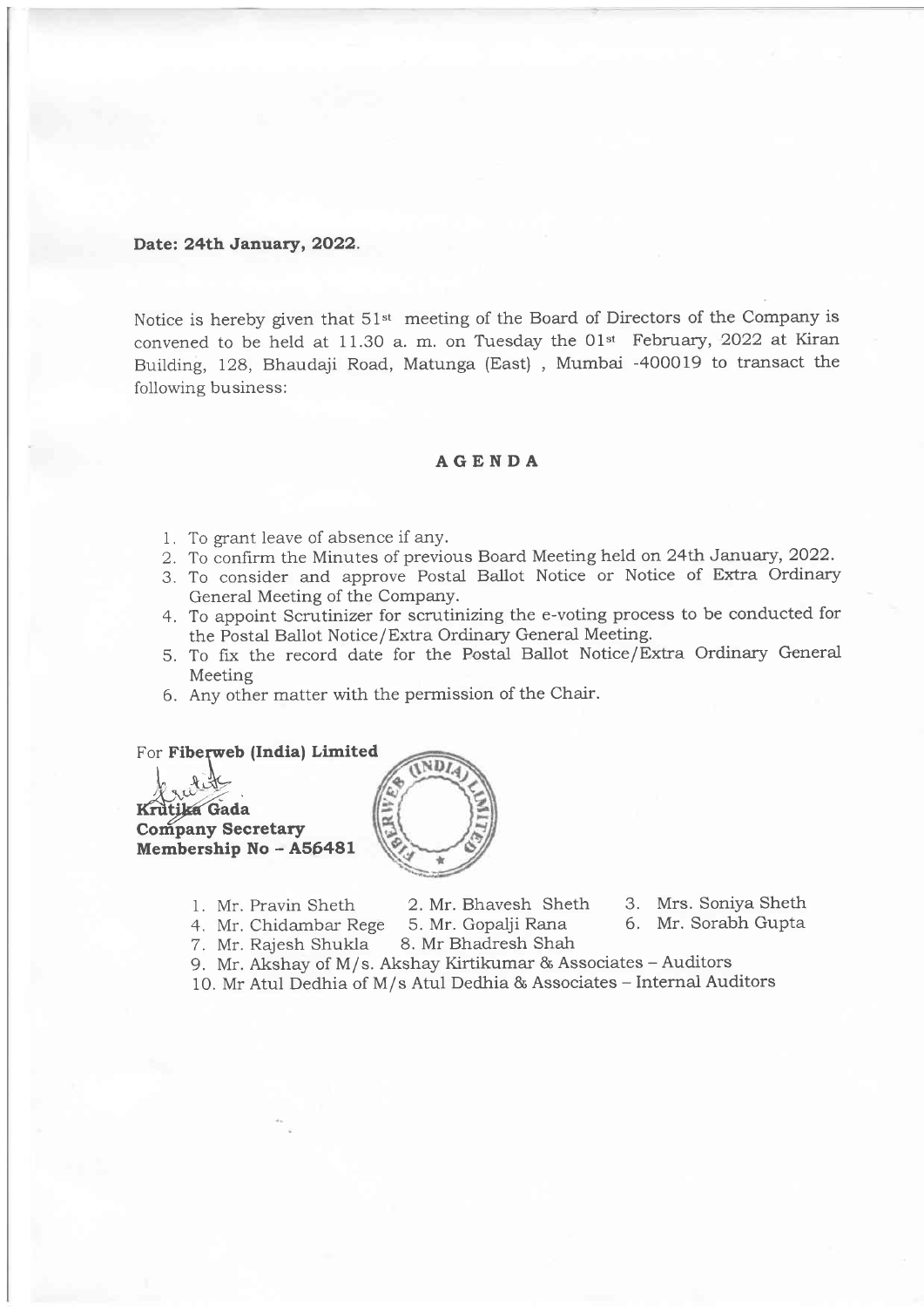**Date: 24th January, 2022.**

Notice is hereby given that 51st meeting of the Board of Directors of the Company is convened to be held at 11.30 a. m. on Tuesday the 01st February, 2022 at Kiran Building, 128, Bhaudaji Road, Matunga (East) , Mumbai -400019 to transact the following business:

## AGENDA

1. To grant leave of absence if any.
2. To confirm the Minutes of previous Board Meeting held on 24th January, 2022.
3. To consider and approve Postal Ballot Notice or Notice of Extra Ordinary General Meeting of the Company.
4. To appoint Scrutinizer for scrutinizing the e-voting process to be conducted for the Postal Ballot Notice/Extra Ordinary General Meeting.
5. To fix the record date for the Postal Ballot Notice/Extra Ordinary General Meeting
6. Any other matter with the permission of the Chair.

For **Fiberweb (India) Limited**

**Krutika Gada**
**Company Secretary**
**Membership No – A56481**

1. Mr. Pravin Sheth
2. Mr. Bhavesh Sheth
3. Mrs. Soniya Sheth
4. Mr. Chidambar Rege
5. Mr. Gopalji Rana
6. Mr. Sorabh Gupta
7. Mr. Rajesh Shukla
8. Mr Bhadresh Shah
9. Mr. Akshay of M/s. Akshay Kirtikumar & Associates – Auditors
10. Mr Atul Dedhia of M/s Atul Dedhia & Associates – Internal Auditors